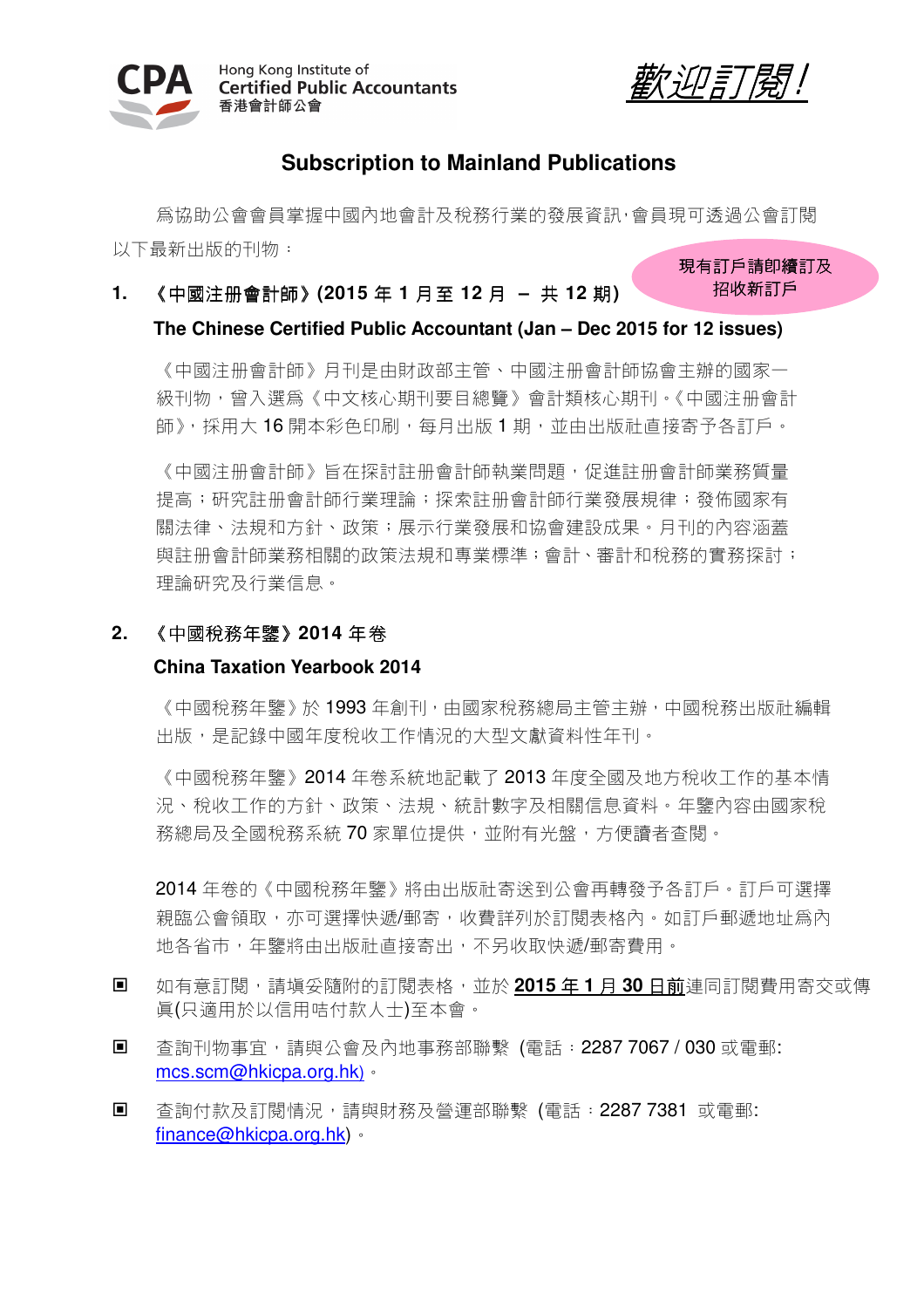Hong Kong Institute of Certified Public Accountants
香港會計師公會

*歡迎訂閱!*

# Subscription to Mainland Publications

為協助公會會員掌握中國內地會計及稅務行業的發展資訊，會員現可透過公會訂閱以下最新出版的刊物：

現有訂戶請即續訂及招收新訂戶

**1. 《中國注册會計師》(2015 年 1 月至 12 月 – 共 12 期)**

**The Chinese Certified Public Accountant (Jan – Dec 2015 for 12 issues)**

《中國注册會計師》月刊是由財政部主管、中國注册會計師協會主辦的國家一級刊物，曾入選為《中文核心期刊要目總覽》會計類核心期刊。《中國注册會計師》，採用大 16 開本彩色印刷，每月出版 1 期，並由出版社直接寄予各訂戶。

《中國注册會計師》旨在探討註册會計師執業問題，促進註册會計師業務質量提高；研究註册會計師行業理論；探索註册會計師行業發展規律；發佈國家有關法律、法規和方針、政策；展示行業發展和協會建設成果。月刊的內容涵蓋與註册會計師業務相關的政策法規和專業標準；會計、審計和稅務的實務探討；理論研究及行業信息。

**2. 《中國稅務年鑒》2014 年卷**

**China Taxation Yearbook 2014**

《中國稅務年鑒》於 1993 年創刊，由國家稅務總局主管主辦，中國稅務出版社編輯出版，是記錄中國年度稅收工作情況的大型文獻資料性年刊。

《中國稅務年鑒》2014 年卷系統地記載了 2013 年度全國及地方稅收工作的基本情況、稅收工作的方針、政策、法規、統計數字及相關信息資料。年鑒內容由國家稅務總局及全國稅務系統 70 家單位提供，並附有光盤，方便讀者查閱。

2014 年卷的《中國稅務年鑒》將由出版社寄送到公會再轉發予各訂戶。訂戶可選擇親臨公會領取，亦可選擇快遞/郵寄，收費詳列於訂閱表格內。如訂戶郵遞地址為內地各省市，年鑒將由出版社直接寄出，不另收取快遞/郵寄費用。

- 如有意訂閱，請填妥隨附的訂閱表格，並於 **<u>2015 年 1 月 30 日前</u>**連同訂閱費用寄交或傳真(只適用於以信用咭付款人士)至本會。
- 查詢刊物事宜，請與公會及內地事務部聯繫 (電話：2287 7067 / 030 或電郵: mcs.scm@hkicpa.org.hk)。
- 查詢付款及訂閱情況，請與財務及營運部聯繫 (電話：2287 7381 或電郵: finance@hkicpa.org.hk)。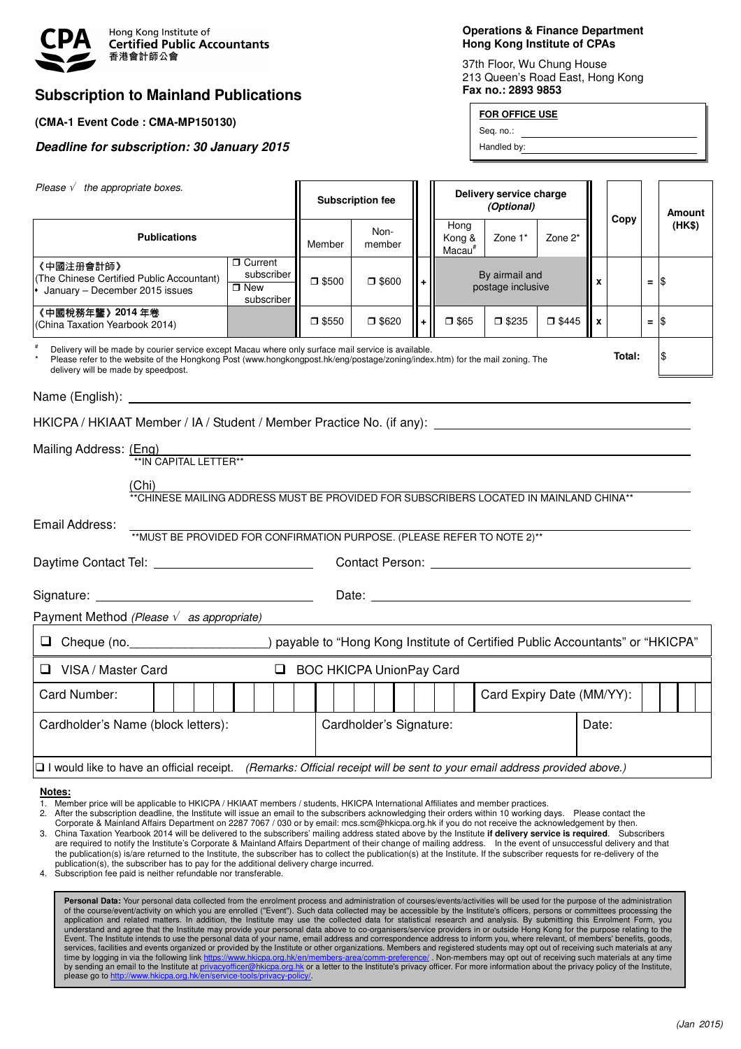CPA Hong Kong Institute of Certified Public Accountants 香港會計師公會

**Operations & Finance Department**
**Hong Kong Institute of CPAs**

37th Floor, Wu Chung House
213 Queen's Road East, Hong Kong
**Fax no.: 2893 9853**

| FOR OFFICE USE |
|---|
| Seq. no.: |
| Handled by: |

# Subscription to Mainland Publications

**(CMA-1 Event Code : CMA-MP150130)**

***Deadline for subscription: 30 January 2015***

*Please √ the appropriate boxes.*

| Publications | | Subscription fee | | | Delivery service charge *(Optional)* | | | | Copy | | Amount (HK$) |
|---|---|---|---|---|---|---|---|---|---|---|---|
| | | Member | Non-member | | Hong Kong & Macau[#] | Zone 1* | Zone 2* | | | | |
| 《中國注冊會計師》 (The Chinese Certified Public Accountant) • January – December 2015 issues | ❒ Current subscriber ❒ New subscriber | ❒ $500 | ❒ $600 | + | By airmail and postage inclusive | | | x | | = | $ |
| 《中國稅務年鑒》2014 年卷 (China Taxation Yearbook 2014) | | ❒ $550 | ❒ $620 | + | ❒ $65 | ❒ $235 | ❒ $445 | x | | = | $ |
| | | | | | | | | | Total: | | $ |

[#] Delivery will be made by courier service except Macau where only surface mail service is available.
\* Please refer to the website of the Hongkong Post (www.hongkongpost.hk/eng/postage/zoning/index.htm) for the mail zoning. The delivery will be made by speedpost.

Name (English): ____________________

HKICPA / HKIAAT Member / IA / Student / Member Practice No. (if any): ____________________

Mailing Address: (Eng) ____________________
\*\*IN CAPITAL LETTER\*\*

(Chi) ____________________
\*\*CHINESE MAILING ADDRESS MUST BE PROVIDED FOR SUBSCRIBERS LOCATED IN MAINLAND CHINA\*\*

Email Address: ____________________
\*\*MUST BE PROVIDED FOR CONFIRMATION PURPOSE. (PLEASE REFER TO NOTE 2)\*\*

Daytime Contact Tel: ____________________ Contact Person: ____________________

Signature: ____________________ Date: ____________________

Payment Method *(Please √ as appropriate)*

| | | | |
|---|---|---|---|
| ❑ Cheque (no.____________________) payable to "Hong Kong Institute of Certified Public Accountants" or "HKICPA" | | | |
| ❑ VISA / Master Card | ❑ BOC HKICPA UnionPay Card | | |
| Card Number: | | Card Expiry Date (MM/YY): | |
| Cardholder's Name (block letters): | Cardholder's Signature: | | Date: |
| ❑ I would like to have an official receipt. *(Remarks: Official receipt will be sent to your email address provided above.)* | | | |

**Notes:**

1. Member price will be applicable to HKICPA / HKIAAT members / students, HKICPA International Affiliates and member practices.
2. After the subscription deadline, the Institute will issue an email to the subscribers acknowledging their orders within 10 working days. Please contact the Corporate & Mainland Affairs Department on 2287 7067 / 030 or by email: mcs.scm@hkicpa.org.hk if you do not receive the acknowledgement by then.
3. China Taxation Yearbook 2014 will be delivered to the subscribers' mailing address stated above by the Institute **if delivery service is required**. Subscribers are required to notify the Institute's Corporate & Mainland Affairs Department of their change of mailing address. In the event of unsuccessful delivery and that the publication(s) is/are returned to the Institute, the subscriber has to collect the publication(s) at the Institute. If the subscriber requests for re-delivery of the publication(s), the subscriber has to pay for the additional delivery charge incurred.
4. Subscription fee paid is neither refundable nor transferable.

**Personal Data:** Your personal data collected from the enrolment process and administration of courses/events/activities will be used for the purpose of the administration of the course/event/activity on which you are enrolled ("Event"). Such data collected may be accessible by the Institute's officers, persons or committees processing the application and related matters. In addition, the Institute may use the collected data for statistical research and analysis. By submitting this Enrolment Form, you understand and agree that the Institute may provide your personal data above to co-organisers/service providers in or outside Hong Kong for the purpose relating to the Event. The Institute intends to use the personal data of your name, email address and correspondence address to inform you, where relevant, of members' benefits, goods, services, facilities and events organized or provided by the Institute or other organizations. Members and registered students may opt out of receiving such materials at any time by logging in via the following link https://www.hkicpa.org.hk/en/members-area/comm-preference/ . Non-members may opt out of receiving such materials at any time by sending an email to the Institute at privacyofficer@hkicpa.org.hk or a letter to the Institute's privacy officer. For more information about the privacy policy of the Institute, please go to http://www.hkicpa.org.hk/en/service-tools/privacy-policy/.

*(Jan 2015)*